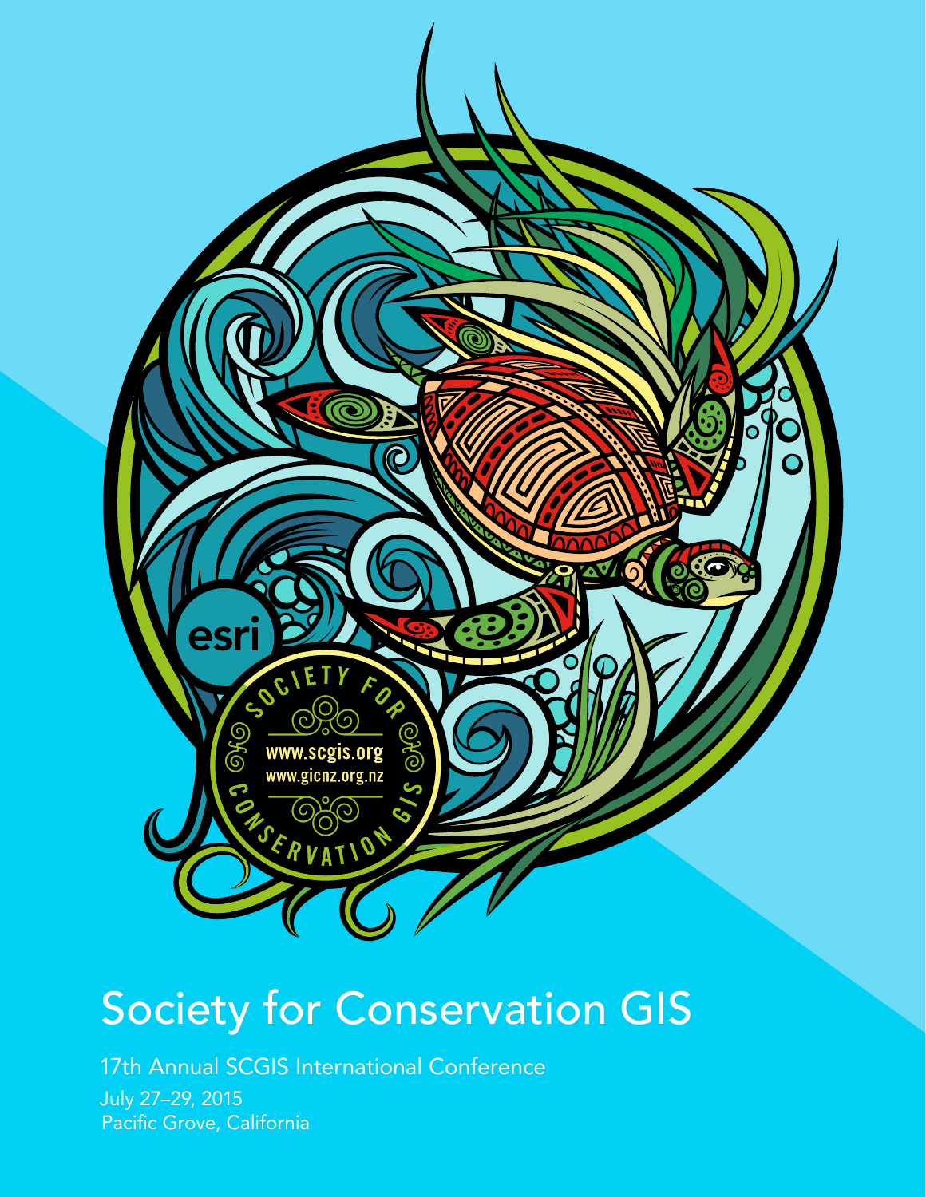# Society for Conservation GIS

17th Annual SCGIS International Conference

July 27–29, 2015
Pacific Grove, California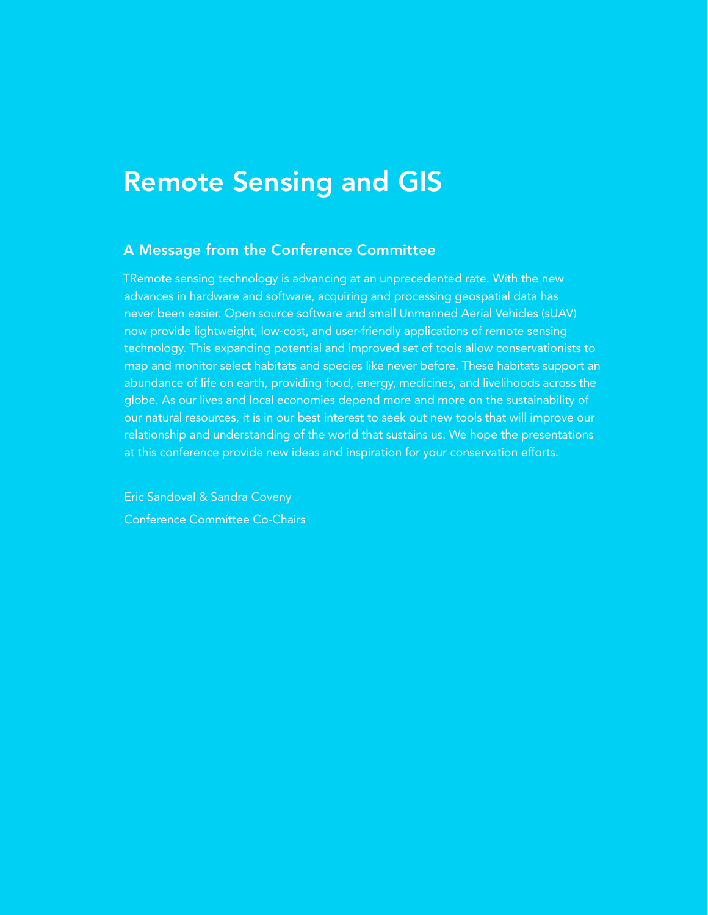# Remote Sensing and GIS

## A Message from the Conference Committee

TRemote sensing technology is advancing at an unprecedented rate. With the new advances in hardware and software, acquiring and processing geospatial data has never been easier. Open source software and small Unmanned Aerial Vehicles (sUAV) now provide lightweight, low-cost, and user-friendly applications of remote sensing technology. This expanding potential and improved set of tools allow conservationists to map and monitor select habitats and species like never before. These habitats support an abundance of life on earth, providing food, energy, medicines, and livelihoods across the globe. As our lives and local economies depend more and more on the sustainability of our natural resources, it is in our best interest to seek out new tools that will improve our relationship and understanding of the world that sustains us. We hope the presentations at this conference provide new ideas and inspiration for your conservation efforts.

Eric Sandoval & Sandra Coveny

Conference Committee Co-Chairs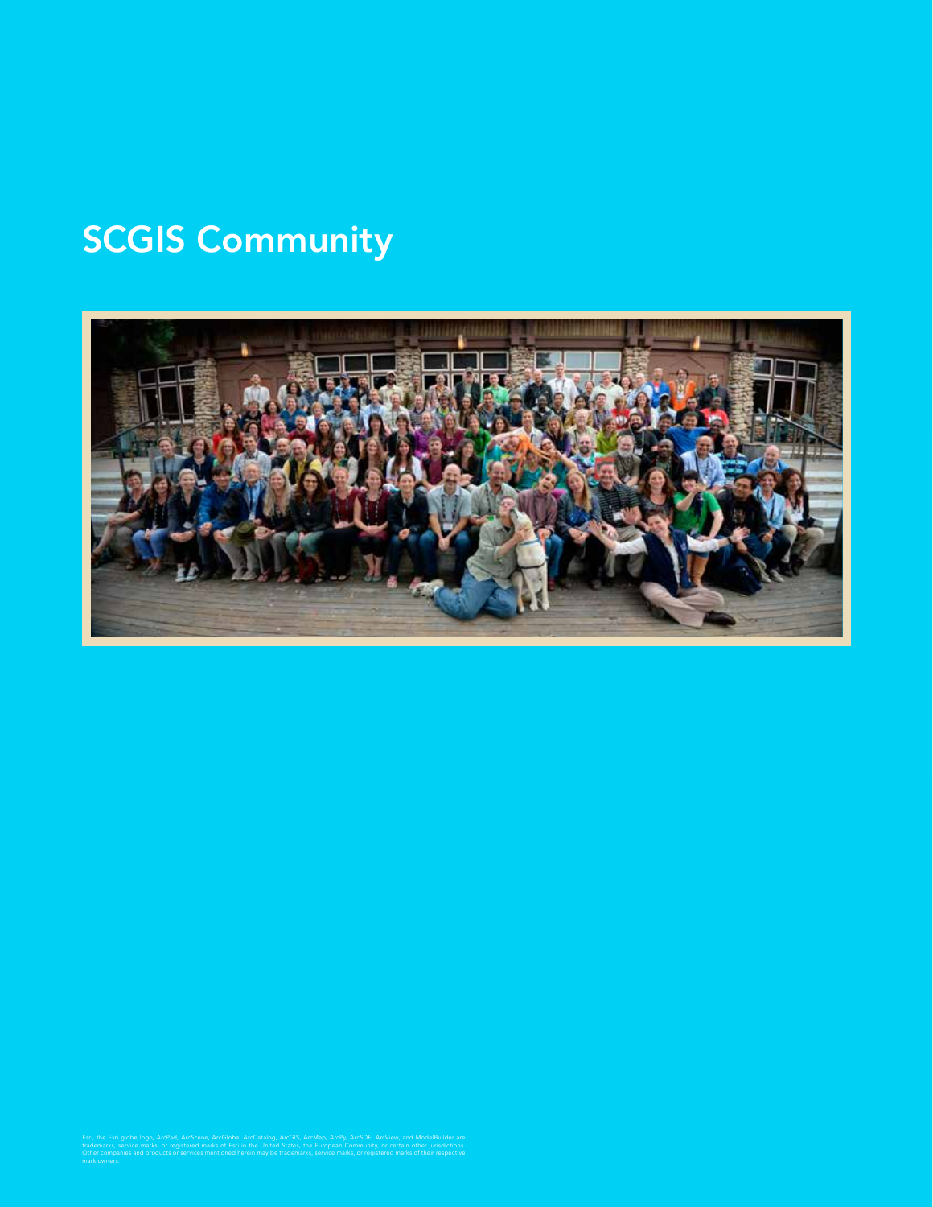# SCGIS Community

Esri, the Esri globe logo, ArcPad, ArcScene, ArcGlobe, ArcCatalog, ArcGIS, ArcMap, ArcPy, ArcSDE, ArcView, and ModelBuilder are trademarks, service marks, or registered marks of Esri in the United States, the European Community, or certain other jurisdictions. Other companies and products or services mentioned herein may be trademarks, service marks, or registered marks of their respective mark owners.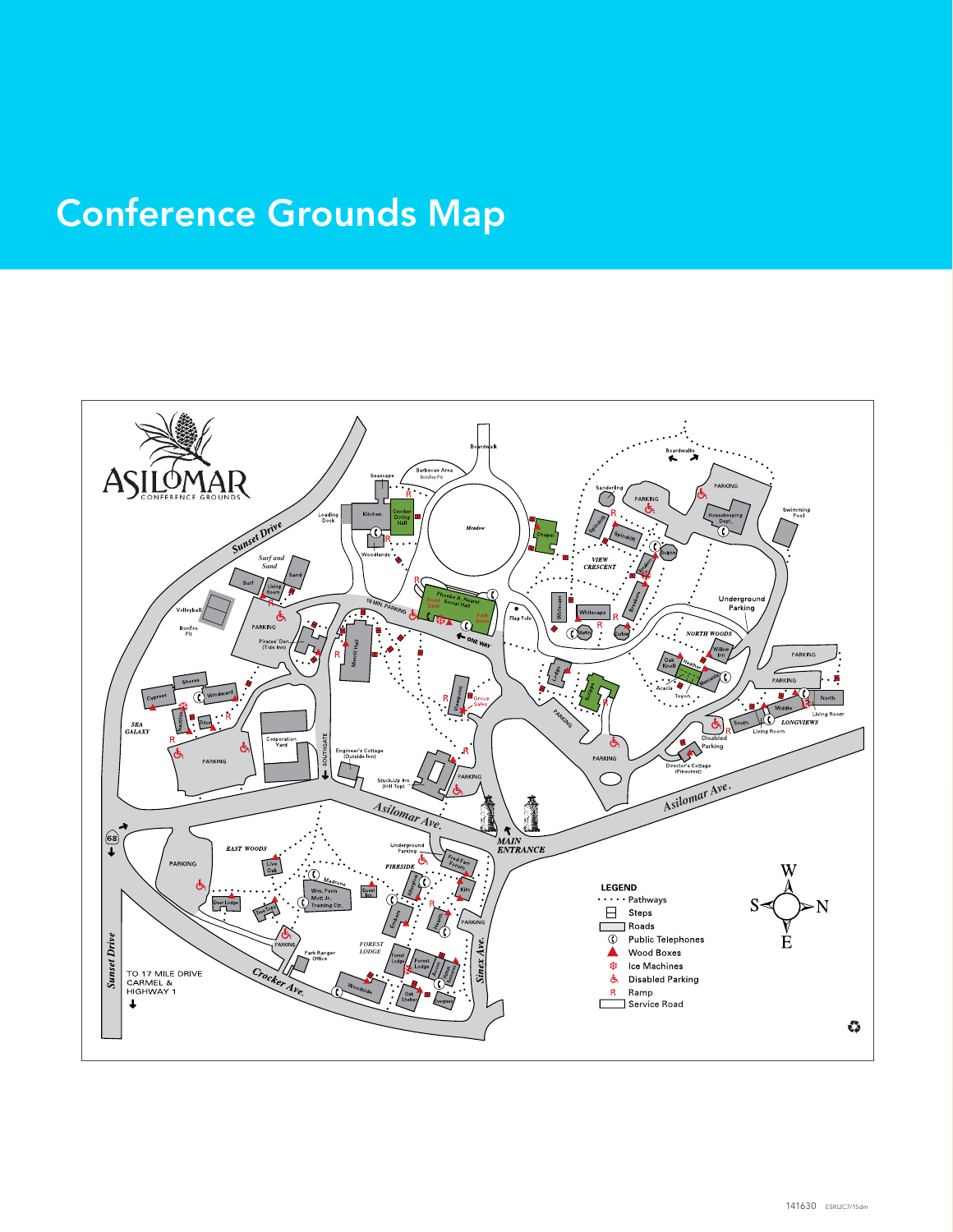# Conference Grounds Map

ASILOMAR CONFERENCE GROUNDS

Boardwalk
Boardwalks
Seascape
Barbecue Area
Bonfire Pit
Kitchen
Crocker Dining Hall
Loading Dock
Meadow
Chapel
Sanderling
PARKING
Housekeeping Dept.
Swimming Pool
Spindrift
Dolphin
VIEW CRESCENT
Breakers
Underground Parking
Woodlands
Sunset Drive
Surf and Sand
Surf
Sand
Living Room
Phoebe A. Hearst Social Hall
Front Desk
Park Store
10 MIN. PARKING
ONE WAY
Flag Pole
Whitecaps
Marlin
Curlew
NORTH WOODS
Willow Inn
Oak Knoll
Heather
Manzanita
Acacia
Toyon
Volleyball
Bonfire Pit
Pirates' Den (Tide Inn)
Merrill Hall
Viewpoint
Group Sales
Lodge
Scripps
Shores
Cypress
Windward
Ventana
Triton
SEA GALAXY
Corporation Yard
SOUTHGATE
Engineer's Cottage (Outside Inn)
Stuck-Up Inn (Hill Top)
Middle
North
Living Room
South
LONGVIEWS
Disabled Parking
Director's Cottage (Pinecrest)
Asilomar Ave.
MAIN ENTRANCE
68
EAST WOODS
Live Oak
Underground Parking
Fred Farr Forum
FIRESIDE
Madrone
Wm. Penn Mott Jr. Training Ctr.
Guest Inn
Deer Lodge
Tree Tops
Afterglow
Embers
Hearth
Kiln
Park Ranger Office
FOREST LODGE
Forest Lodge
Woodside
Oak Shelter
Evergreen
Sinex Ave.
Crocker Ave.
TO 17 MILE DRIVE CARMEL & HIGHWAY 1

LEGEND
- Pathways
- Steps
- Roads
- Public Telephones
- Wood Boxes
- Ice Machines
- Disabled Parking
- R Ramp
- Service Road

W
S
N
E

141630 ESRI2C7/15dm